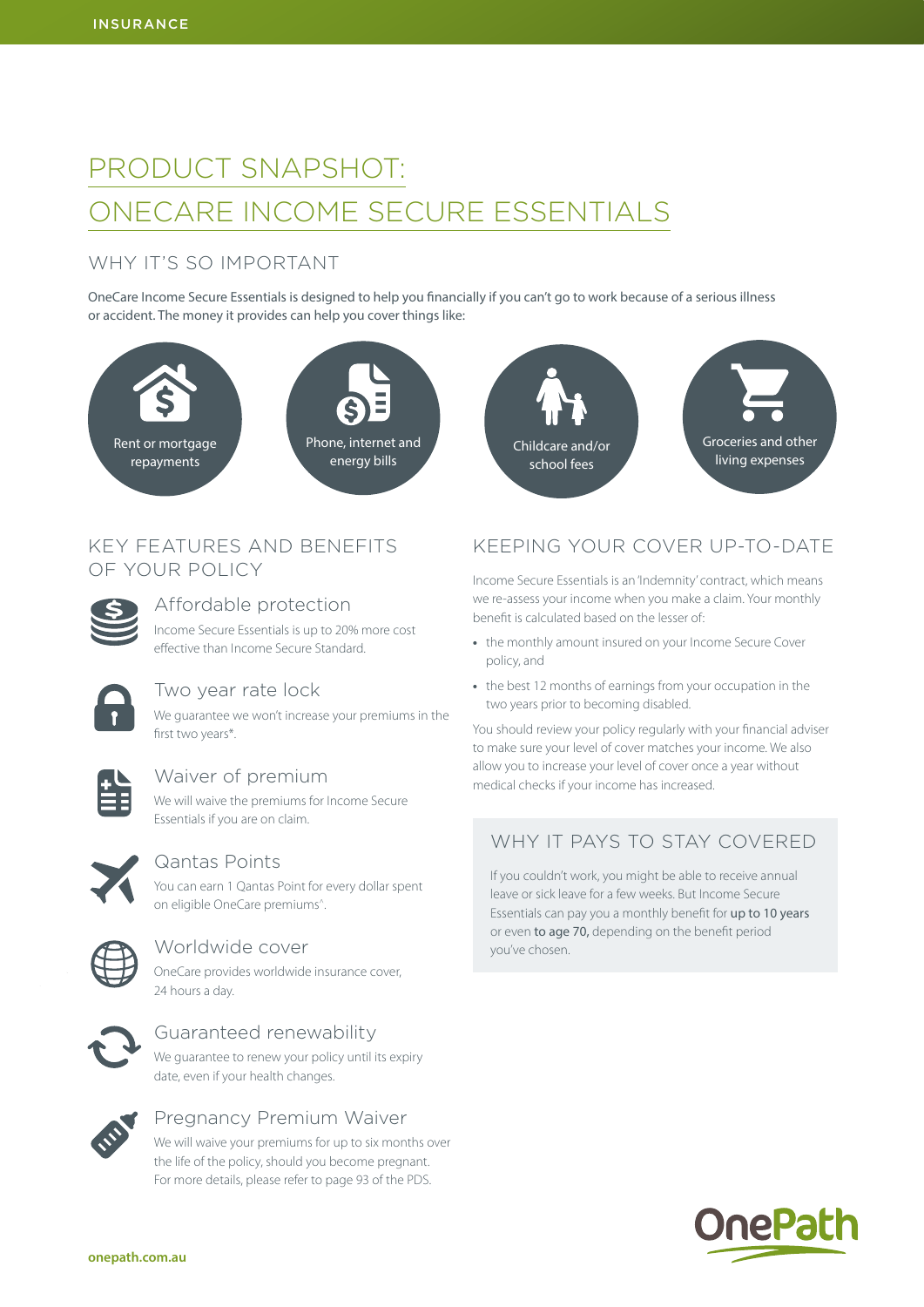# PRODUCT SNAPSHOT: ONECARE INCOME SECURE ESSENTIALS

## WHY IT'S SO IMPORTANT

OneCare Income Secure Essentials is designed to help you financially if you can't go to work because of a serious illness or accident. The money it provides can help you cover things like:

- Rent or mortgage repayments
- Phone, internet and energy bills
- Childcare and/or school fees
- Groceries and other living expenses

## KEY FEATURES AND BENEFITS OF YOUR POLICY

### Affordable protection

Income Secure Essentials is up to 20% more cost effective than Income Secure Standard.

### Two year rate lock

We guarantee we won't increase your premiums in the first two years*.

### Waiver of premium

We will waive the premiums for Income Secure Essentials if you are on claim.

### Qantas Points

You can earn 1 Qantas Point for every dollar spent on eligible OneCare premiums^.

### Worldwide cover

OneCare provides worldwide insurance cover, 24 hours a day.

### Guaranteed renewability

We guarantee to renew your policy until its expiry date, even if your health changes.

### Pregnancy Premium Waiver

We will waive your premiums for up to six months over the life of the policy, should you become pregnant. For more details, please refer to page 93 of the PDS.

## KEEPING YOUR COVER UP-TO-DATE

Income Secure Essentials is an 'Indemnity' contract, which means we re-assess your income when you make a claim. Your monthly benefit is calculated based on the lesser of:

- the monthly amount insured on your Income Secure Cover policy, and
- the best 12 months of earnings from your occupation in the two years prior to becoming disabled.

You should review your policy regularly with your financial adviser to make sure your level of cover matches your income. We also allow you to increase your level of cover once a year without medical checks if your income has increased.

## WHY IT PAYS TO STAY COVERED

If you couldn't work, you might be able to receive annual leave or sick leave for a few weeks. But Income Secure Essentials can pay you a monthly benefit for **up to 10 years** or even **to age 70,** depending on the benefit period you've chosen.

onepath.com.au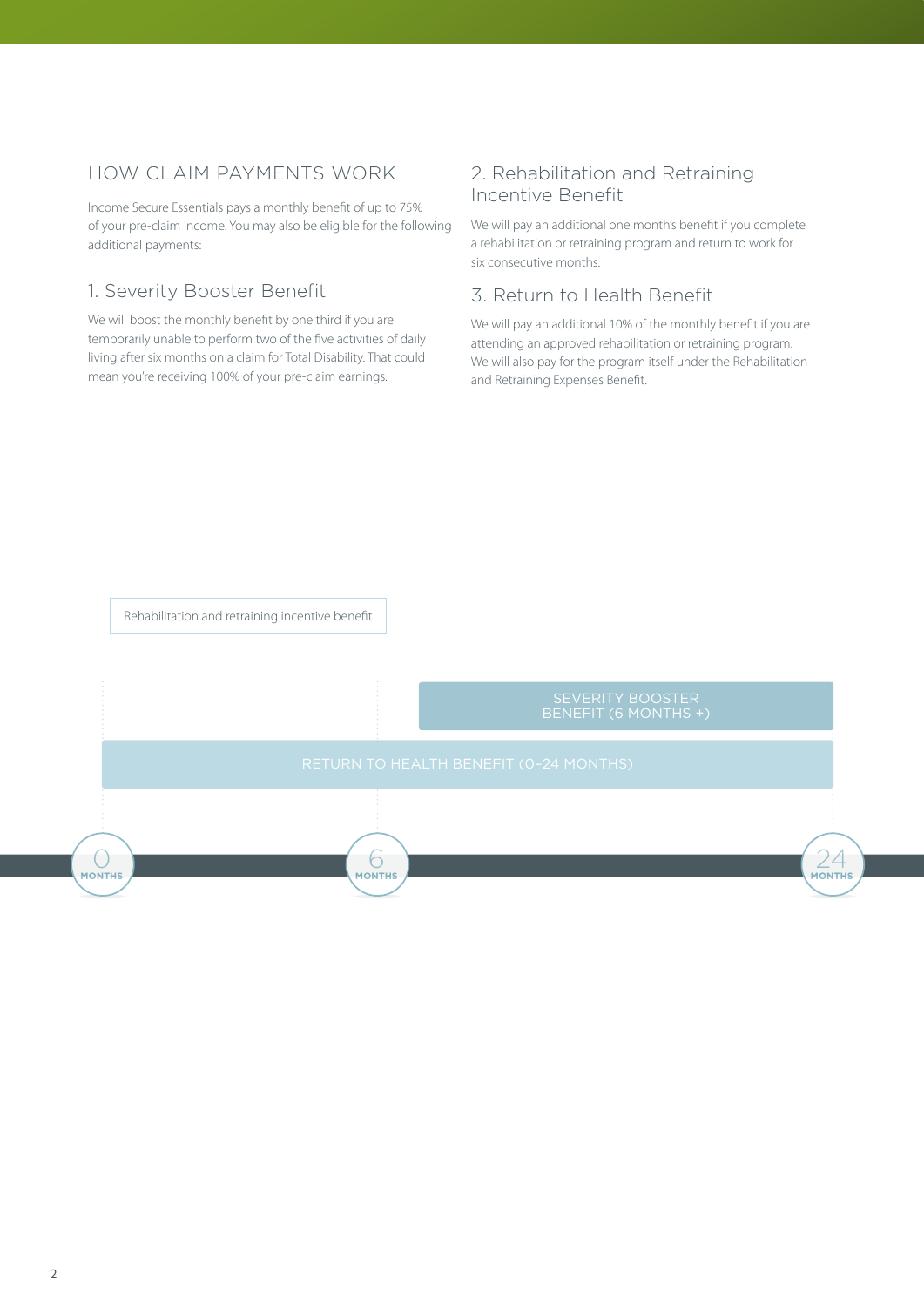## HOW CLAIM PAYMENTS WORK

Income Secure Essentials pays a monthly benefit of up to 75% of your pre-claim income. You may also be eligible for the following additional payments:

### 1. Severity Booster Benefit

We will boost the monthly benefit by one third if you are temporarily unable to perform two of the five activities of daily living after six months on a claim for Total Disability. That could mean you're receiving 100% of your pre-claim earnings.

### 2. Rehabilitation and Retraining Incentive Benefit

We will pay an additional one month's benefit if you complete a rehabilitation or retraining program and return to work for six consecutive months.

### 3. Return to Health Benefit

We will pay an additional 10% of the monthly benefit if you are attending an approved rehabilitation or retraining program. We will also pay for the program itself under the Rehabilitation and Retraining Expenses Benefit.

Rehabilitation and retraining incentive benefit

SEVERITY BOOSTER BENEFIT (6 MONTHS +)

RETURN TO HEALTH BENEFIT (0–24 MONTHS)

0 MONTHS — 6 MONTHS — 24 MONTHS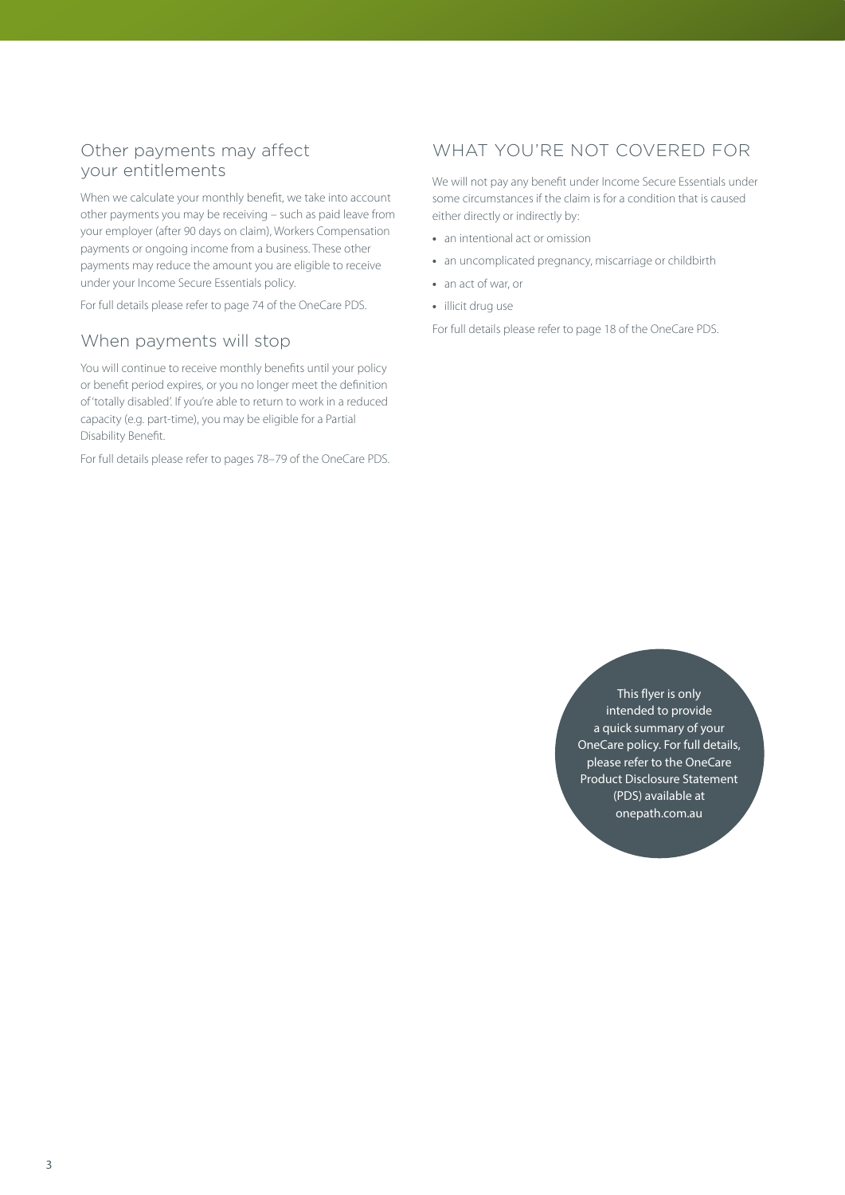## Other payments may affect your entitlements

When we calculate your monthly benefit, we take into account other payments you may be receiving – such as paid leave from your employer (after 90 days on claim), Workers Compensation payments or ongoing income from a business. These other payments may reduce the amount you are eligible to receive under your Income Secure Essentials policy.

For full details please refer to page 74 of the OneCare PDS.

## When payments will stop

You will continue to receive monthly benefits until your policy or benefit period expires, or you no longer meet the definition of 'totally disabled'. If you're able to return to work in a reduced capacity (e.g. part-time), you may be eligible for a Partial Disability Benefit.

For full details please refer to pages 78–79 of the OneCare PDS.

## WHAT YOU'RE NOT COVERED FOR

We will not pay any benefit under Income Secure Essentials under some circumstances if the claim is for a condition that is caused either directly or indirectly by:

- an intentional act or omission
- an uncomplicated pregnancy, miscarriage or childbirth
- an act of war, or
- illicit drug use

For full details please refer to page 18 of the OneCare PDS.

This flyer is only intended to provide a quick summary of your OneCare policy. For full details, please refer to the OneCare Product Disclosure Statement (PDS) available at onepath.com.au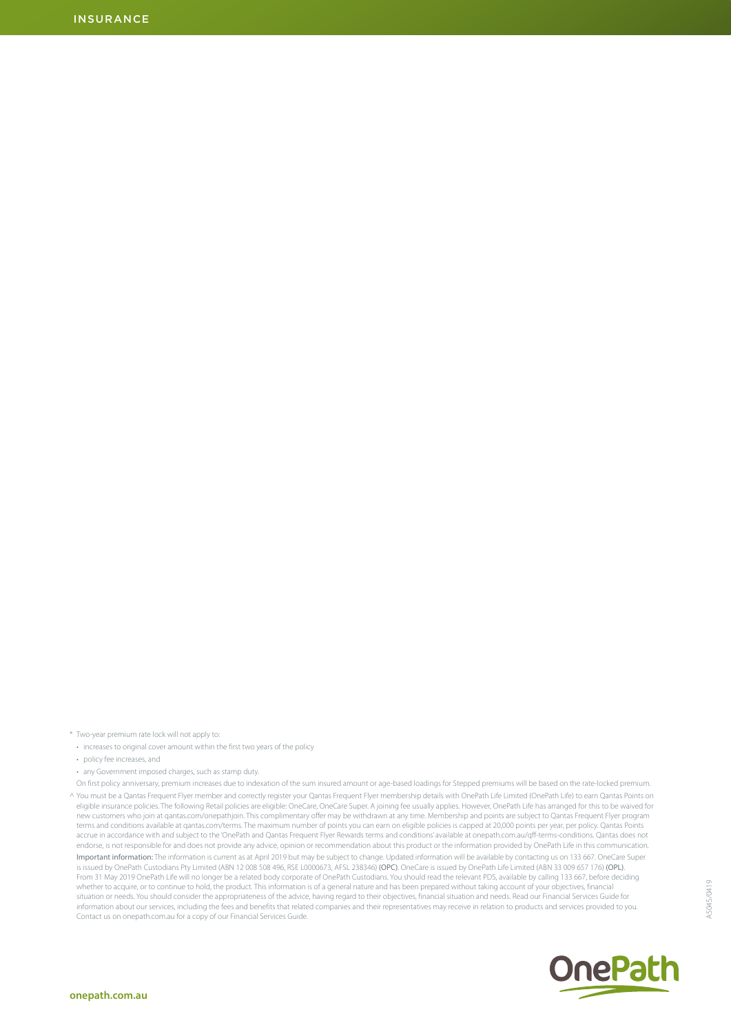\* Two-year premium rate lock will not apply to:

- increases to original cover amount within the first two years of the policy
- policy fee increases, and
- any Government imposed charges, such as stamp duty.

On first policy anniversary, premium increases due to indexation of the sum insured amount or age-based loadings for Stepped premiums will be based on the rate-locked premium.

^ You must be a Qantas Frequent Flyer member and correctly register your Qantas Frequent Flyer membership details with OnePath Life Limited (OnePath Life) to earn Qantas Points on eligible insurance policies. The following Retail policies are eligible: OneCare, OneCare Super. A joining fee usually applies. However, OnePath Life has arranged for this to be waived for new customers who join at qantas.com/onepathjoin. This complimentary offer may be withdrawn at any time. Membership and points are subject to Qantas Frequent Flyer program terms and conditions available at qantas.com/terms. The maximum number of points you can earn on eligible policies is capped at 20,000 points per year, per policy. Qantas Points accrue in accordance with and subject to the 'OnePath and Qantas Frequent Flyer Rewards terms and conditions' available at onepath.com.au/qff-terms-conditions. Qantas does not endorse, is not responsible for and does not provide any advice, opinion or recommendation about this product or the information provided by OnePath Life in this communication.

**Important information:** The information is current as at April 2019 but may be subject to change. Updated information will be available by contacting us on 133 667. OneCare Super is issued by OnePath Custodians Pty Limited (ABN 12 008 508 496, RSE L0000673, AFSL 238346) **(OPC)**. OneCare is issued by OnePath Life Limited (ABN 33 009 657 176) **(OPL)**. From 31 May 2019 OnePath Life will no longer be a related body corporate of OnePath Custodians. You should read the relevant PDS, available by calling 133 667, before deciding whether to acquire, or to continue to hold, the product. This information is of a general nature and has been prepared without taking account of your objectives, financial situation or needs. You should consider the appropriateness of the advice, having regard to their objectives, financial situation and needs. Read our Financial Services Guide for information about our services, including the fees and benefits that related companies and their representatives may receive in relation to products and services provided to you. Contact us on onepath.com.au for a copy of our Financial Services Guide.

A5045/0419

OnePath

onepath.com.au